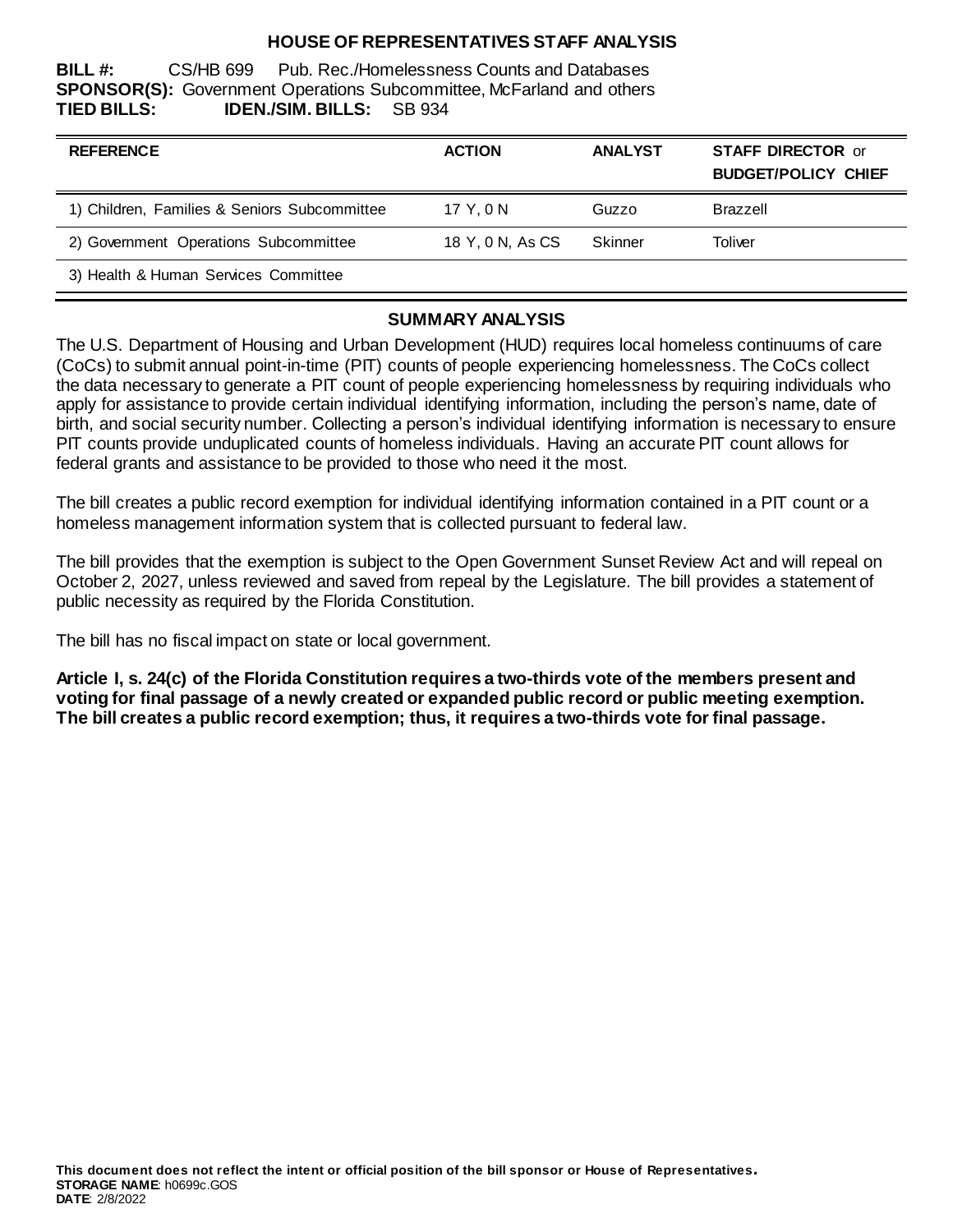# HOUSE OF REPRESENTATIVES STAFF ANALYSIS

**BILL #:** CS/HB 699 Pub. Rec./Homelessness Counts and Databases
**SPONSOR(S):** Government Operations Subcommittee, McFarland and others
**TIED BILLS:** **IDEN./SIM. BILLS:** SB 934

| REFERENCE | ACTION | ANALYST | STAFF DIRECTOR or BUDGET/POLICY CHIEF |
|---|---|---|---|
| 1) Children, Families & Seniors Subcommittee | 17 Y, 0 N | Guzzo | Brazzell |
| 2) Government Operations Subcommittee | 18 Y, 0 N, As CS | Skinner | Toliver |
| 3) Health & Human Services Committee | | | |

## SUMMARY ANALYSIS

The U.S. Department of Housing and Urban Development (HUD) requires local homeless continuums of care (CoCs) to submit annual point-in-time (PIT) counts of people experiencing homelessness. The CoCs collect the data necessary to generate a PIT count of people experiencing homelessness by requiring individuals who apply for assistance to provide certain individual identifying information, including the person's name, date of birth, and social security number. Collecting a person's individual identifying information is necessary to ensure PIT counts provide unduplicated counts of homeless individuals. Having an accurate PIT count allows for federal grants and assistance to be provided to those who need it the most.

The bill creates a public record exemption for individual identifying information contained in a PIT count or a homeless management information system that is collected pursuant to federal law.

The bill provides that the exemption is subject to the Open Government Sunset Review Act and will repeal on October 2, 2027, unless reviewed and saved from repeal by the Legislature. The bill provides a statement of public necessity as required by the Florida Constitution.

The bill has no fiscal impact on state or local government.

**Article I, s. 24(c) of the Florida Constitution requires a two-thirds vote of the members present and voting for final passage of a newly created or expanded public record or public meeting exemption. The bill creates a public record exemption; thus, it requires a two-thirds vote for final passage.**

**This document does not reflect the intent or official position of the bill sponsor or House of Representatives.**
**STORAGE NAME**: h0699c.GOS
**DATE**: 2/8/2022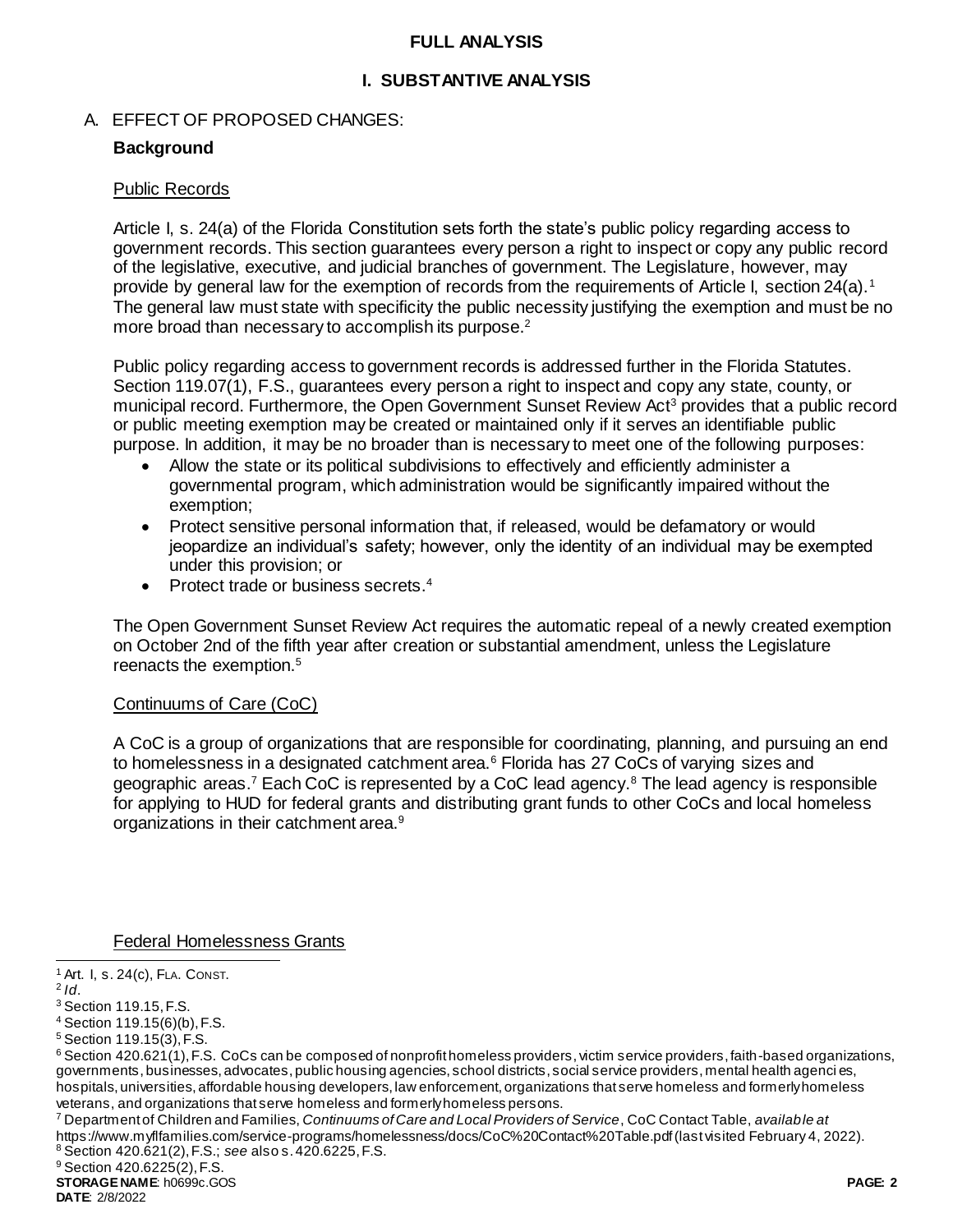# FULL ANALYSIS

## I. SUBSTANTIVE ANALYSIS

### A. EFFECT OF PROPOSED CHANGES:

**Background**

Public Records

Article I, s. 24(a) of the Florida Constitution sets forth the state's public policy regarding access to government records. This section guarantees every person a right to inspect or copy any public record of the legislative, executive, and judicial branches of government. The Legislature, however, may provide by general law for the exemption of records from the requirements of Article I, section 24(a).[1] The general law must state with specificity the public necessity justifying the exemption and must be no more broad than necessary to accomplish its purpose.[2]

Public policy regarding access to government records is addressed further in the Florida Statutes. Section 119.07(1), F.S., guarantees every person a right to inspect and copy any state, county, or municipal record. Furthermore, the Open Government Sunset Review Act[3] provides that a public record or public meeting exemption may be created or maintained only if it serves an identifiable public purpose. In addition, it may be no broader than is necessary to meet one of the following purposes:

- Allow the state or its political subdivisions to effectively and efficiently administer a governmental program, which administration would be significantly impaired without the exemption;
- Protect sensitive personal information that, if released, would be defamatory or would jeopardize an individual's safety; however, only the identity of an individual may be exempted under this provision; or
- Protect trade or business secrets.[4]

The Open Government Sunset Review Act requires the automatic repeal of a newly created exemption on October 2nd of the fifth year after creation or substantial amendment, unless the Legislature reenacts the exemption.[5]

Continuums of Care (CoC)

A CoC is a group of organizations that are responsible for coordinating, planning, and pursuing an end to homelessness in a designated catchment area.[6] Florida has 27 CoCs of varying sizes and geographic areas.[7] Each CoC is represented by a CoC lead agency.[8] The lead agency is responsible for applying to HUD for federal grants and distributing grant funds to other CoCs and local homeless organizations in their catchment area.[9]

Federal Homelessness Grants

---

[1] Art. I, s. 24(c), FLA. CONST.

[2] *Id*.

[3] Section 119.15, F.S.

[4] Section 119.15(6)(b), F.S.

[5] Section 119.15(3), F.S.

[6] Section 420.621(1), F.S. CoCs can be composed of nonprofit homeless providers, victim service providers, faith-based organizations, governments, businesses, advocates, public housing agencies, school districts, social service providers, mental health agencies, hospitals, universities, affordable housing developers, law enforcement, organizations that serve homeless and formerly homeless veterans, and organizations that serve homeless and formerly homeless persons.

[7] Department of Children and Families, *Continuums of Care and Local Providers of Service*, CoC Contact Table, *available at* https://www.myflfamilies.com/service-programs/homelessness/docs/CoC%20Contact%20Table.pdf (last visited February 4, 2022).

[8] Section 420.621(2), F.S.; *see also* s. 420.6225, F.S.

[9] Section 420.6225(2), F.S.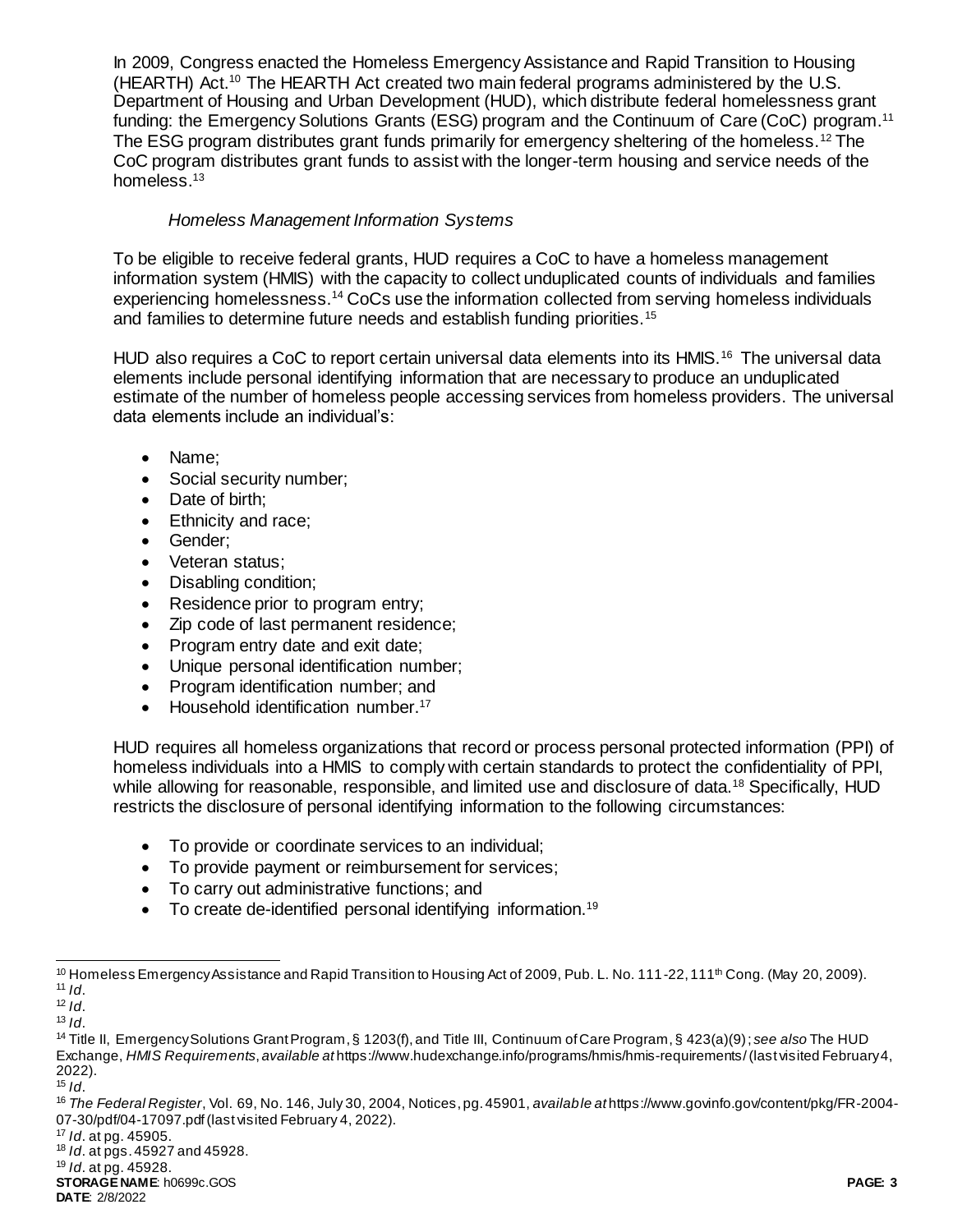In 2009, Congress enacted the Homeless Emergency Assistance and Rapid Transition to Housing (HEARTH) Act.[10] The HEARTH Act created two main federal programs administered by the U.S. Department of Housing and Urban Development (HUD), which distribute federal homelessness grant funding: the Emergency Solutions Grants (ESG) program and the Continuum of Care (CoC) program.[11] The ESG program distributes grant funds primarily for emergency sheltering of the homeless.[12] The CoC program distributes grant funds to assist with the longer-term housing and service needs of the homeless.[13]

*Homeless Management Information Systems*

To be eligible to receive federal grants, HUD requires a CoC to have a homeless management information system (HMIS) with the capacity to collect unduplicated counts of individuals and families experiencing homelessness.[14] CoCs use the information collected from serving homeless individuals and families to determine future needs and establish funding priorities.[15]

HUD also requires a CoC to report certain universal data elements into its HMIS.[16] The universal data elements include personal identifying information that are necessary to produce an unduplicated estimate of the number of homeless people accessing services from homeless providers. The universal data elements include an individual's:

- Name;
- Social security number;
- Date of birth;
- Ethnicity and race;
- Gender;
- Veteran status;
- Disabling condition;
- Residence prior to program entry;
- Zip code of last permanent residence;
- Program entry date and exit date;
- Unique personal identification number;
- Program identification number; and
- Household identification number.[17]

HUD requires all homeless organizations that record or process personal protected information (PPI) of homeless individuals into a HMIS to comply with certain standards to protect the confidentiality of PPI, while allowing for reasonable, responsible, and limited use and disclosure of data.[18] Specifically, HUD restricts the disclosure of personal identifying information to the following circumstances:

- To provide or coordinate services to an individual;
- To provide payment or reimbursement for services;
- To carry out administrative functions; and
- To create de-identified personal identifying information.[19]

---

[10] Homeless Emergency Assistance and Rapid Transition to Housing Act of 2009, Pub. L. No. 111-22, 111th Cong. (May 20, 2009).
[11] *Id*.
[12] *Id*.
[13] *Id*.
[14] Title II, Emergency Solutions Grant Program, § 1203(f), and Title III, Continuum of Care Program, § 423(a)(9); *see also* The HUD Exchange, *HMIS Requirements*, *available at* https://www.hudexchange.info/programs/hmis/hmis-requirements/ (last visited February 4, 2022).
[15] *Id*.
[16] *The Federal Register*, Vol. 69, No. 146, July 30, 2004, Notices, pg. 45901, *available at* https://www.govinfo.gov/content/pkg/FR-2004-07-30/pdf/04-17097.pdf (last visited February 4, 2022).
[17] *Id*. at pg. 45905.
[18] *Id*. at pgs. 45927 and 45928.
[19] *Id*. at pg. 45928.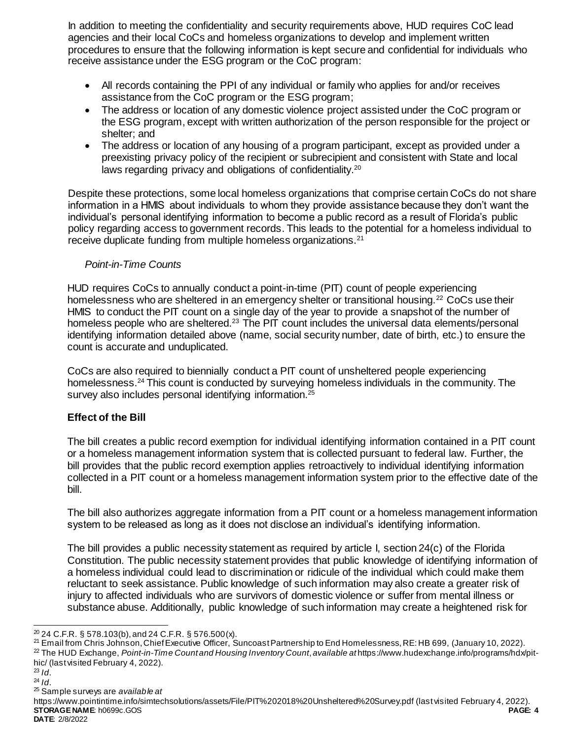In addition to meeting the confidentiality and security requirements above, HUD requires CoC lead agencies and their local CoCs and homeless organizations to develop and implement written procedures to ensure that the following information is kept secure and confidential for individuals who receive assistance under the ESG program or the CoC program:

- All records containing the PPI of any individual or family who applies for and/or receives assistance from the CoC program or the ESG program;
- The address or location of any domestic violence project assisted under the CoC program or the ESG program, except with written authorization of the person responsible for the project or shelter; and
- The address or location of any housing of a program participant, except as provided under a preexisting privacy policy of the recipient or subrecipient and consistent with State and local laws regarding privacy and obligations of confidentiality.[20]

Despite these protections, some local homeless organizations that comprise certain CoCs do not share information in a HMIS about individuals to whom they provide assistance because they don't want the individual's personal identifying information to become a public record as a result of Florida's public policy regarding access to government records. This leads to the potential for a homeless individual to receive duplicate funding from multiple homeless organizations.[21]

*Point-in-Time Counts*

HUD requires CoCs to annually conduct a point-in-time (PIT) count of people experiencing homelessness who are sheltered in an emergency shelter or transitional housing.[22] CoCs use their HMIS to conduct the PIT count on a single day of the year to provide a snapshot of the number of homeless people who are sheltered.[23] The PIT count includes the universal data elements/personal identifying information detailed above (name, social security number, date of birth, etc.) to ensure the count is accurate and unduplicated.

CoCs are also required to biennially conduct a PIT count of unsheltered people experiencing homelessness.[24] This count is conducted by surveying homeless individuals in the community. The survey also includes personal identifying information.[25]

## Effect of the Bill

The bill creates a public record exemption for individual identifying information contained in a PIT count or a homeless management information system that is collected pursuant to federal law. Further, the bill provides that the public record exemption applies retroactively to individual identifying information collected in a PIT count or a homeless management information system prior to the effective date of the bill.

The bill also authorizes aggregate information from a PIT count or a homeless management information system to be released as long as it does not disclose an individual's identifying information.

The bill provides a public necessity statement as required by article I, section 24(c) of the Florida Constitution. The public necessity statement provides that public knowledge of identifying information of a homeless individual could lead to discrimination or ridicule of the individual which could make them reluctant to seek assistance. Public knowledge of such information may also create a greater risk of injury to affected individuals who are survivors of domestic violence or suffer from mental illness or substance abuse. Additionally, public knowledge of such information may create a heightened risk for

---

[20] 24 C.F.R. § 578.103(b), and 24 C.F.R. § 576.500(x).

[21] Email from Chris Johnson, Chief Executive Officer, Suncoast Partnership to End Homelessness, RE: HB 699, (January 10, 2022).

[22] The HUD Exchange, *Point-in-Time Count and Housing Inventory Count*, *available at* https://www.hudexchange.info/programs/hdx/pit-hic/ (last visited February 4, 2022).

[23] *Id*.

[24] *Id*.

[25] Sample surveys are *available at* https://www.pointintime.info/simtechsolutions/assets/File/PIT%202018%20Unsheltered%20Survey.pdf (last visited February 4, 2022).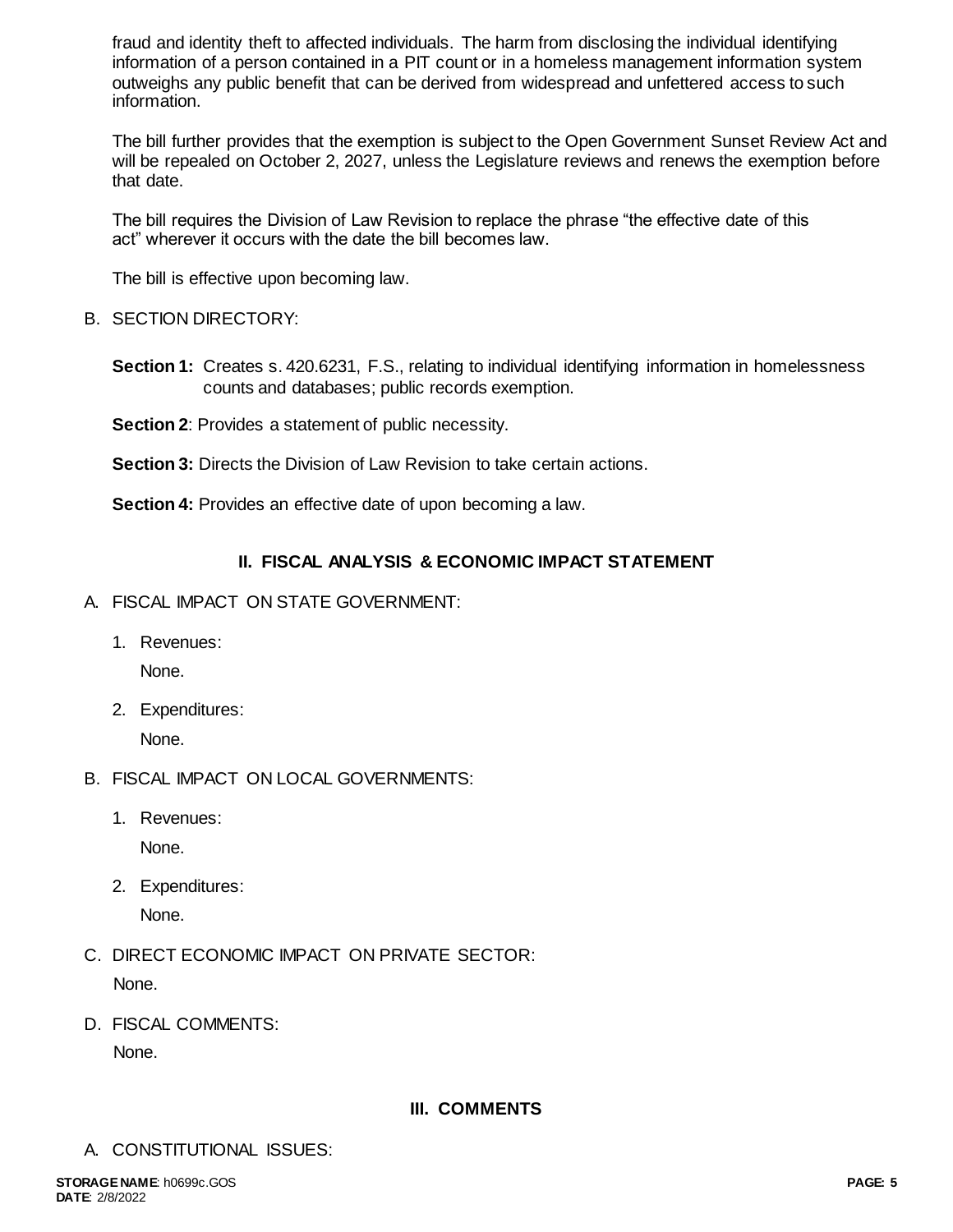fraud and identity theft to affected individuals. The harm from disclosing the individual identifying information of a person contained in a PIT count or in a homeless management information system outweighs any public benefit that can be derived from widespread and unfettered access to such information.

The bill further provides that the exemption is subject to the Open Government Sunset Review Act and will be repealed on October 2, 2027, unless the Legislature reviews and renews the exemption before that date.

The bill requires the Division of Law Revision to replace the phrase "the effective date of this act" wherever it occurs with the date the bill becomes law.

The bill is effective upon becoming law.

B. SECTION DIRECTORY:

**Section 1:** Creates s. 420.6231, F.S., relating to individual identifying information in homelessness counts and databases; public records exemption.

**Section 2**: Provides a statement of public necessity.

**Section 3:** Directs the Division of Law Revision to take certain actions.

**Section 4:** Provides an effective date of upon becoming a law.

## II. FISCAL ANALYSIS & ECONOMIC IMPACT STATEMENT

A. FISCAL IMPACT ON STATE GOVERNMENT:

1. Revenues:

   None.

2. Expenditures:

   None.

B. FISCAL IMPACT ON LOCAL GOVERNMENTS:

1. Revenues:

   None.

2. Expenditures:

   None.

C. DIRECT ECONOMIC IMPACT ON PRIVATE SECTOR:

None.

D. FISCAL COMMENTS:

None.

## III. COMMENTS

A. CONSTITUTIONAL ISSUES: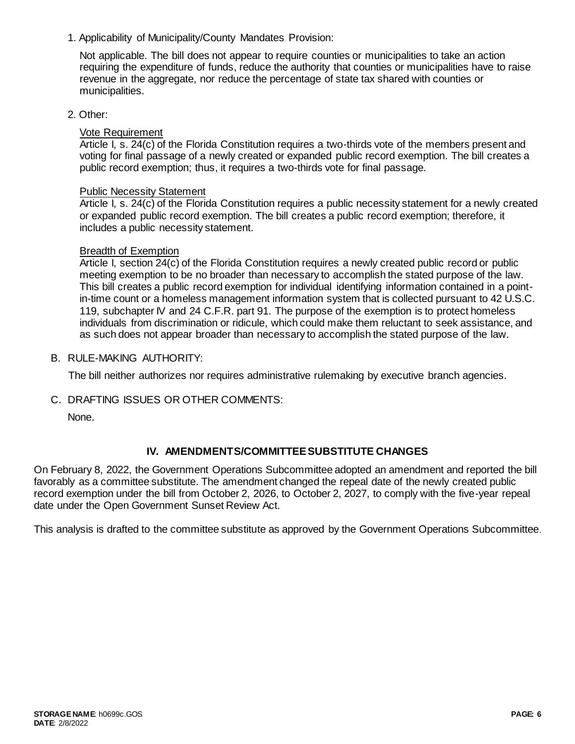1. Applicability of Municipality/County Mandates Provision:

   Not applicable. The bill does not appear to require counties or municipalities to take an action requiring the expenditure of funds, reduce the authority that counties or municipalities have to raise revenue in the aggregate, nor reduce the percentage of state tax shared with counties or municipalities.

2. Other:

   Vote Requirement
   Article I, s. 24(c) of the Florida Constitution requires a two-thirds vote of the members present and voting for final passage of a newly created or expanded public record exemption. The bill creates a public record exemption; thus, it requires a two-thirds vote for final passage.

   Public Necessity Statement
   Article I, s. 24(c) of the Florida Constitution requires a public necessity statement for a newly created or expanded public record exemption. The bill creates a public record exemption; therefore, it includes a public necessity statement.

   Breadth of Exemption
   Article I, section 24(c) of the Florida Constitution requires a newly created public record or public meeting exemption to be no broader than necessary to accomplish the stated purpose of the law. This bill creates a public record exemption for individual identifying information contained in a point-in-time count or a homeless management information system that is collected pursuant to 42 U.S.C. 119, subchapter IV and 24 C.F.R. part 91. The purpose of the exemption is to protect homeless individuals from discrimination or ridicule, which could make them reluctant to seek assistance, and as such does not appear broader than necessary to accomplish the stated purpose of the law.

B. RULE-MAKING AUTHORITY:

   The bill neither authorizes nor requires administrative rulemaking by executive branch agencies.

C. DRAFTING ISSUES OR OTHER COMMENTS:

   None.

## IV. AMENDMENTS/COMMITTEE SUBSTITUTE CHANGES

On February 8, 2022, the Government Operations Subcommittee adopted an amendment and reported the bill favorably as a committee substitute. The amendment changed the repeal date of the newly created public record exemption under the bill from October 2, 2026, to October 2, 2027, to comply with the five-year repeal date under the Open Government Sunset Review Act.

This analysis is drafted to the committee substitute as approved by the Government Operations Subcommittee.